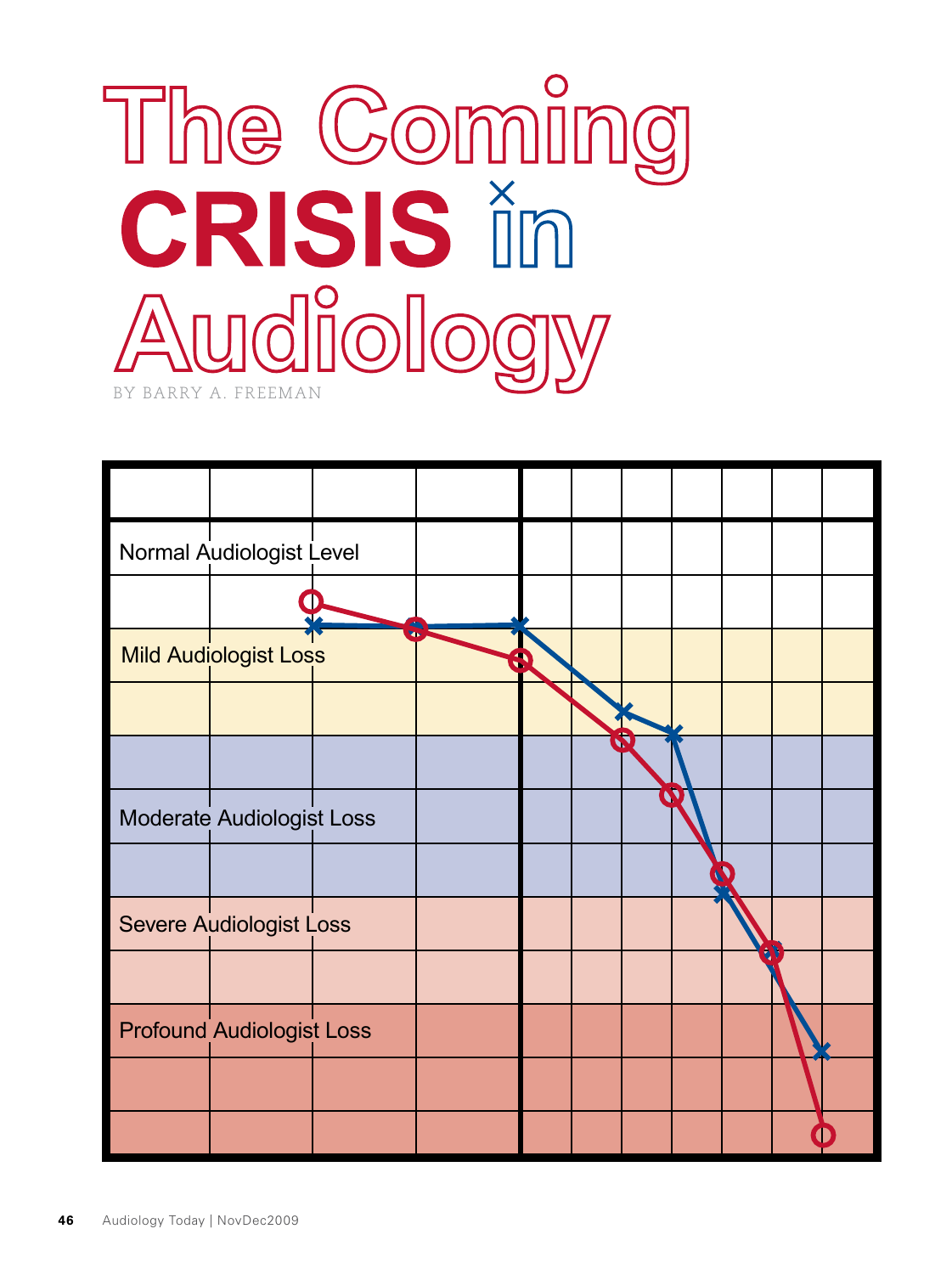# The Coming CRISIS in Audiology

BY BARRY A. FREEMAN

Normal Audiologist Level

Mild Audiologist Loss

Moderate Audiologist Loss

Severe Audiologist Loss

Profound Audiologist Loss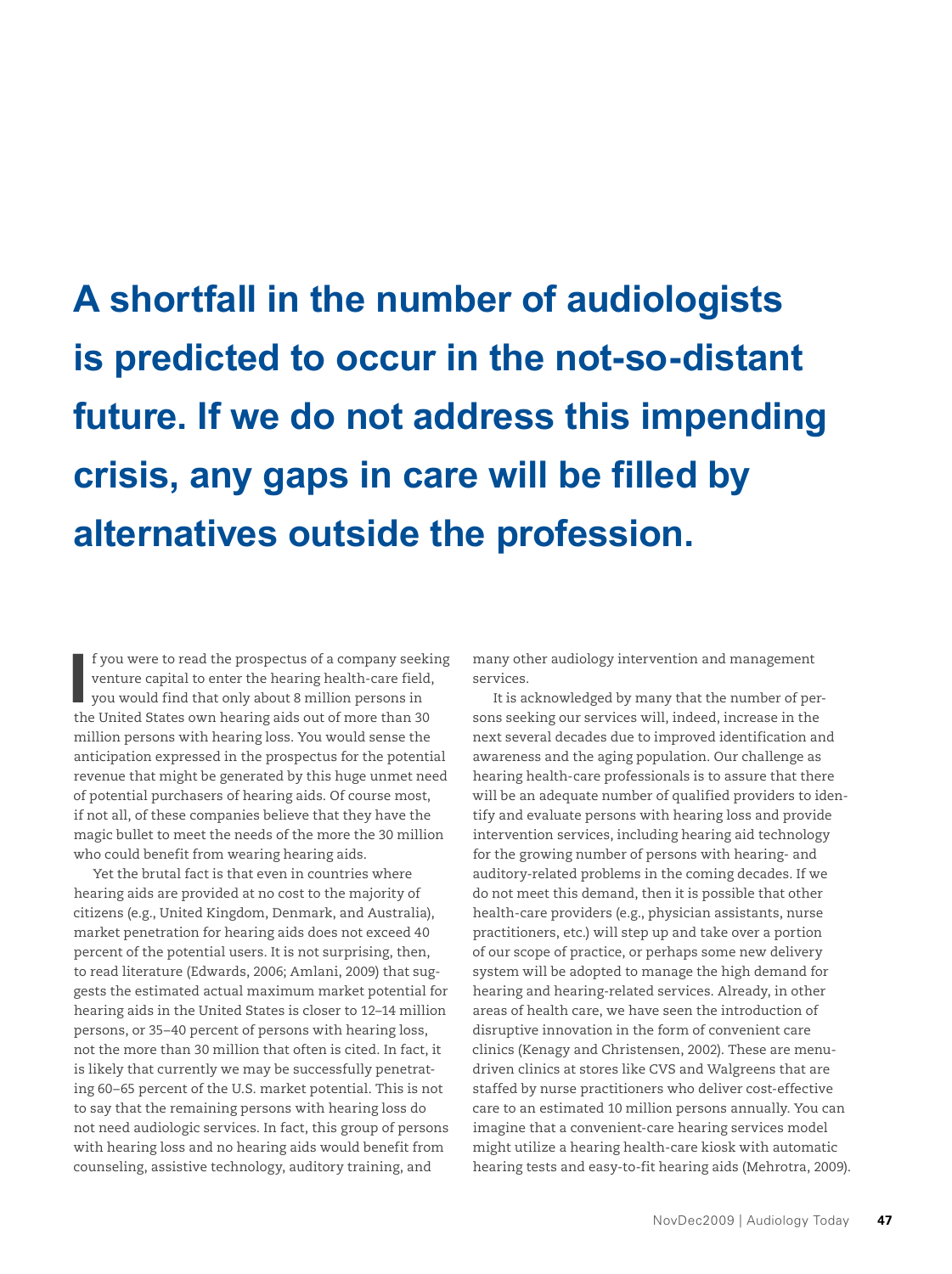**A shortfall in the number of audiologists is predicted to occur in the not-so-distant future. If we do not address this impending crisis, any gaps in care will be filled by alternatives outside the profession.**

If you were to read the prospectus of a company seeking venture capital to enter the hearing health-care field, you would find that only about 8 million persons in the United States own hearing aids out of more than 30 million persons with hearing loss. You would sense the anticipation expressed in the prospectus for the potential revenue that might be generated by this huge unmet need of potential purchasers of hearing aids. Of course most, if not all, of these companies believe that they have the magic bullet to meet the needs of the more the 30 million who could benefit from wearing hearing aids.

Yet the brutal fact is that even in countries where hearing aids are provided at no cost to the majority of citizens (e.g., United Kingdom, Denmark, and Australia), market penetration for hearing aids does not exceed 40 percent of the potential users. It is not surprising, then, to read literature (Edwards, 2006; Amlani, 2009) that suggests the estimated actual maximum market potential for hearing aids in the United States is closer to 12–14 million persons, or 35–40 percent of persons with hearing loss, not the more than 30 million that often is cited. In fact, it is likely that currently we may be successfully penetrating 60–65 percent of the U.S. market potential. This is not to say that the remaining persons with hearing loss do not need audiologic services. In fact, this group of persons with hearing loss and no hearing aids would benefit from counseling, assistive technology, auditory training, and many other audiology intervention and management services.

It is acknowledged by many that the number of persons seeking our services will, indeed, increase in the next several decades due to improved identification and awareness and the aging population. Our challenge as hearing health-care professionals is to assure that there will be an adequate number of qualified providers to identify and evaluate persons with hearing loss and provide intervention services, including hearing aid technology for the growing number of persons with hearing- and auditory-related problems in the coming decades. If we do not meet this demand, then it is possible that other health-care providers (e.g., physician assistants, nurse practitioners, etc.) will step up and take over a portion of our scope of practice, or perhaps some new delivery system will be adopted to manage the high demand for hearing and hearing-related services. Already, in other areas of health care, we have seen the introduction of disruptive innovation in the form of convenient care clinics (Kenagy and Christensen, 2002). These are menu-driven clinics at stores like CVS and Walgreens that are staffed by nurse practitioners who deliver cost-effective care to an estimated 10 million persons annually. You can imagine that a convenient-care hearing services model might utilize a hearing health-care kiosk with automatic hearing tests and easy-to-fit hearing aids (Mehrotra, 2009).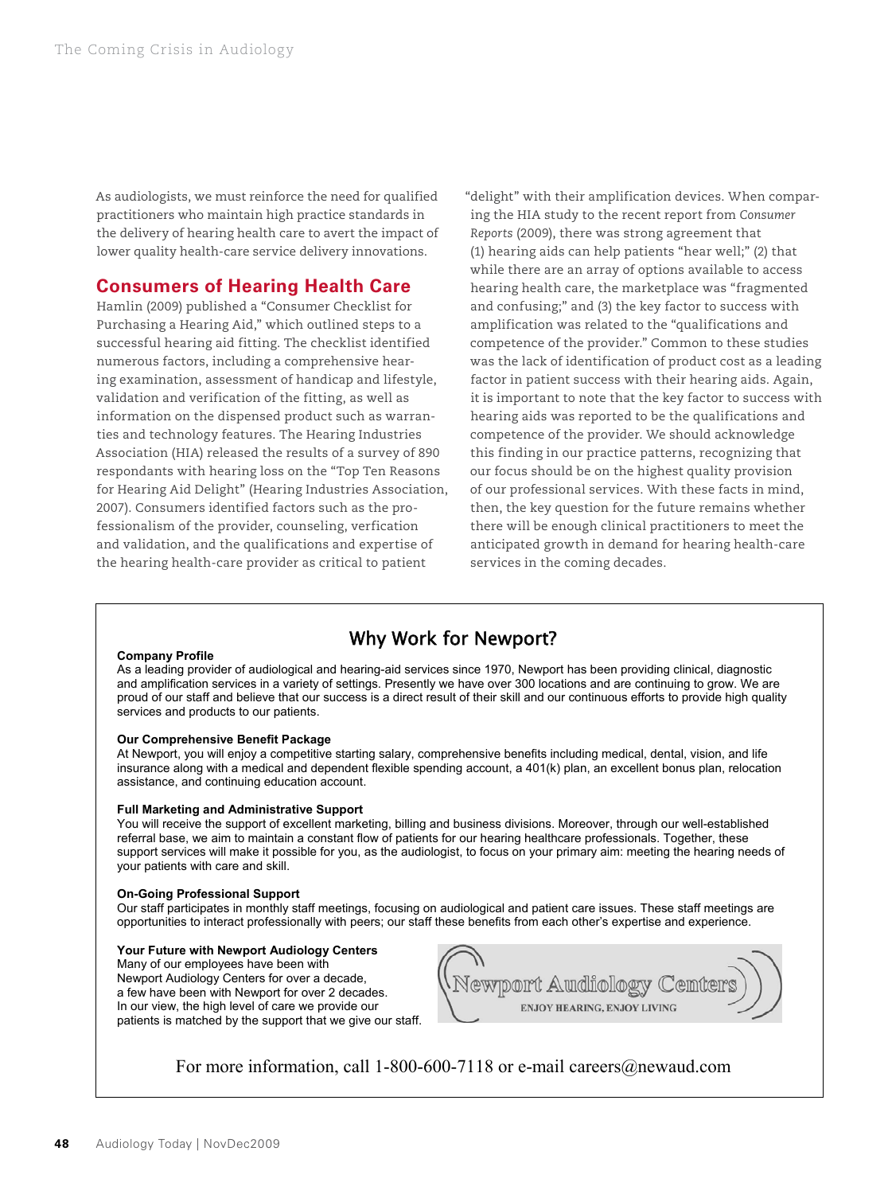As audiologists, we must reinforce the need for qualified practitioners who maintain high practice standards in the delivery of hearing health care to avert the impact of lower quality health-care service delivery innovations.

## Consumers of Hearing Health Care

Hamlin (2009) published a "Consumer Checklist for Purchasing a Hearing Aid," which outlined steps to a successful hearing aid fitting. The checklist identified numerous factors, including a comprehensive hearing examination, assessment of handicap and lifestyle, validation and verification of the fitting, as well as information on the dispensed product such as warranties and technology features. The Hearing Industries Association (HIA) released the results of a survey of 890 respondants with hearing loss on the "Top Ten Reasons for Hearing Aid Delight" (Hearing Industries Association, 2007). Consumers identified factors such as the professionalism of the provider, counseling, verfication and validation, and the qualifications and expertise of the hearing health-care provider as critical to patient "delight" with their amplification devices. When comparing the HIA study to the recent report from *Consumer Reports* (2009), there was strong agreement that (1) hearing aids can help patients "hear well;" (2) that while there are an array of options available to access hearing health care, the marketplace was "fragmented and confusing;" and (3) the key factor to success with amplification was related to the "qualifications and competence of the provider." Common to these studies was the lack of identification of product cost as a leading factor in patient success with their hearing aids. Again, it is important to note that the key factor to success with hearing aids was reported to be the qualifications and competence of the provider. We should acknowledge this finding in our practice patterns, recognizing that our focus should be on the highest quality provision of our professional services. With these facts in mind, then, the key question for the future remains whether there will be enough clinical practitioners to meet the anticipated growth in demand for hearing health-care services in the coming decades.

## Why Work for Newport?

**Company Profile**
As a leading provider of audiological and hearing-aid services since 1970, Newport has been providing clinical, diagnostic and amplification services in a variety of settings. Presently we have over 300 locations and are continuing to grow. We are proud of our staff and believe that our success is a direct result of their skill and our continuous efforts to provide high quality services and products to our patients.

**Our Comprehensive Benefit Package**
At Newport, you will enjoy a competitive starting salary, comprehensive benefits including medical, dental, vision, and life insurance along with a medical and dependent flexible spending account, a 401(k) plan, an excellent bonus plan, relocation assistance, and continuing education account.

**Full Marketing and Administrative Support**
You will receive the support of excellent marketing, billing and business divisions. Moreover, through our well-established referral base, we aim to maintain a constant flow of patients for our hearing healthcare professionals. Together, these support services will make it possible for you, as the audiologist, to focus on your primary aim: meeting the hearing needs of your patients with care and skill.

**On-Going Professional Support**
Our staff participates in monthly staff meetings, focusing on audiological and patient care issues. These staff meetings are opportunities to interact professionally with peers; our staff these benefits from each other's expertise and experience.

**Your Future with Newport Audiology Centers**
Many of our employees have been with Newport Audiology Centers for over a decade, a few have been with Newport for over 2 decades. In our view, the high level of care we provide our patients is matched by the support that we give our staff.

Newport Audiology Centers
ENJOY HEARING, ENJOY LIVING

For more information, call 1-800-600-7118 or e-mail careers@newaud.com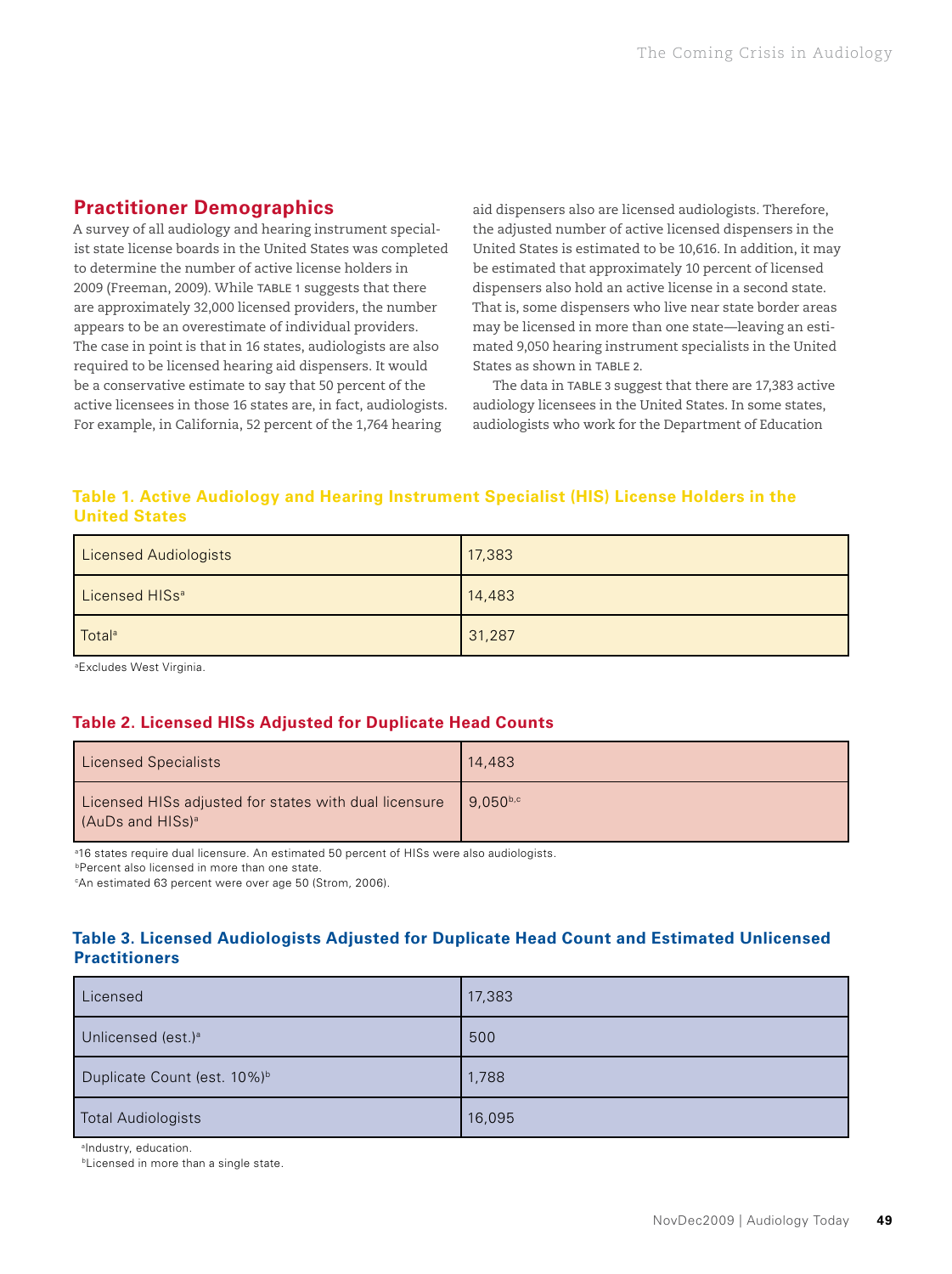## Practitioner Demographics

A survey of all audiology and hearing instrument specialist state license boards in the United States was completed to determine the number of active license holders in 2009 (Freeman, 2009). While TABLE 1 suggests that there are approximately 32,000 licensed providers, the number appears to be an overestimate of individual providers. The case in point is that in 16 states, audiologists are also required to be licensed hearing aid dispensers. It would be a conservative estimate to say that 50 percent of the active licensees in those 16 states are, in fact, audiologists. For example, in California, 52 percent of the 1,764 hearing aid dispensers also are licensed audiologists. Therefore, the adjusted number of active licensed dispensers in the United States is estimated to be 10,616. In addition, it may be estimated that approximately 10 percent of licensed dispensers also hold an active license in a second state. That is, some dispensers who live near state border areas may be licensed in more than one state—leaving an estimated 9,050 hearing instrument specialists in the United States as shown in TABLE 2.

The data in TABLE 3 suggest that there are 17,383 active audiology licensees in the United States. In some states, audiologists who work for the Department of Education

### Table 1. Active Audiology and Hearing Instrument Specialist (HIS) License Holders in the United States

| | |
|---|---|
| Licensed Audiologists | 17,383 |
| Licensed HISs[a] | 14,483 |
| Total[a] | 31,287 |

[a]Excludes West Virginia.

### Table 2. Licensed HISs Adjusted for Duplicate Head Counts

| | |
|---|---|
| Licensed Specialists | 14,483 |
| Licensed HISs adjusted for states with dual licensure (AuDs and HISs)[a] | 9,050[b,c] |

[a]16 states require dual licensure. An estimated 50 percent of HISs were also audiologists.
[b]Percent also licensed in more than one state.
[c]An estimated 63 percent were over age 50 (Strom, 2006).

### Table 3. Licensed Audiologists Adjusted for Duplicate Head Count and Estimated Unlicensed Practitioners

| | |
|---|---|
| Licensed | 17,383 |
| Unlicensed (est.)[a] | 500 |
| Duplicate Count (est. 10%)[b] | 1,788 |
| Total Audiologists | 16,095 |

[a]Industry, education.
[b]Licensed in more than a single state.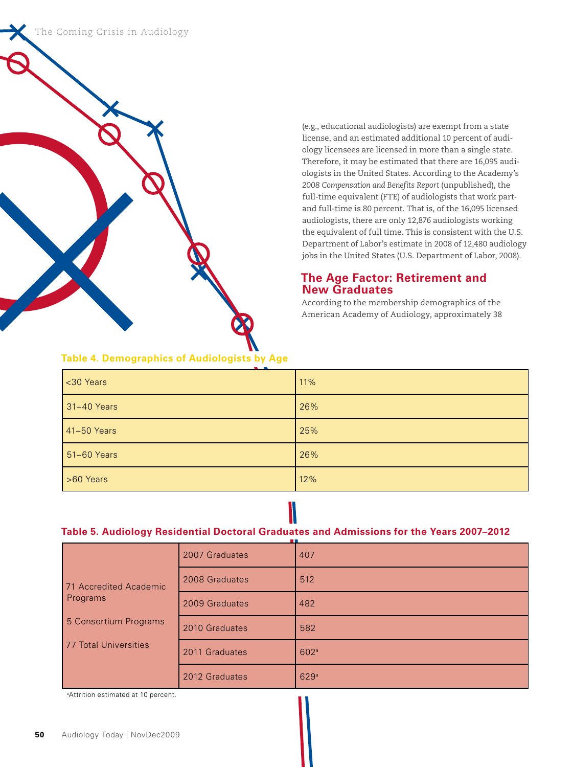(e.g., educational audiologists) are exempt from a state license, and an estimated additional 10 percent of audiology licensees are licensed in more than a single state. Therefore, it may be estimated that there are 16,095 audiologists in the United States. According to the Academy's *2008 Compensation and Benefits Report* (unpublished), the full-time equivalent (FTE) of audiologists that work part- and full-time is 80 percent. That is, of the 16,095 licensed audiologists, there are only 12,876 audiologists working the equivalent of full time. This is consistent with the U.S. Department of Labor's estimate in 2008 of 12,480 audiology jobs in the United States (U.S. Department of Labor, 2008).

## The Age Factor: Retirement and New Graduates

According to the membership demographics of the American Academy of Audiology, approximately 38

**Table 4. Demographics of Audiologists by Age**

| Age | Percent |
|---|---|
| <30 Years | 11% |
| 31–40 Years | 26% |
| 41–50 Years | 25% |
| 51–60 Years | 26% |
| >60 Years | 12% |

**Table 5. Audiology Residential Doctoral Graduates and Admissions for the Years 2007–2012**

| Programs | Year | Number |
|---|---|---|
| 71 Accredited Academic Programs; 5 Consortium Programs; 77 Total Universities | 2007 Graduates | 407 |
| | 2008 Graduates | 512 |
| | 2009 Graduates | 482 |
| | 2010 Graduates | 582 |
| | 2011 Graduates | 602[a] |
| | 2012 Graduates | 629[a] |

[a]Attrition estimated at 10 percent.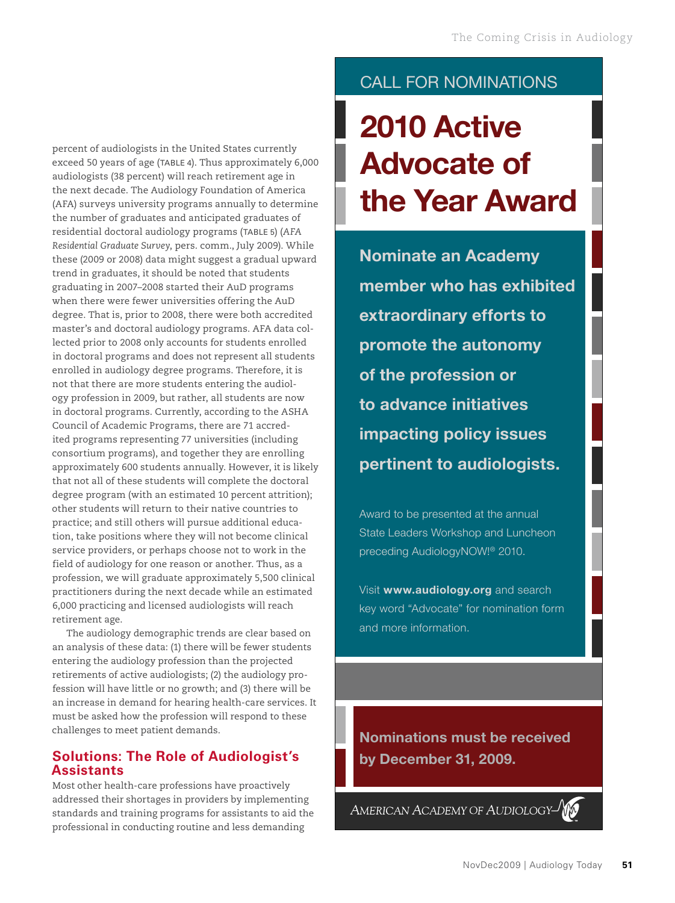percent of audiologists in the United States currently exceed 50 years of age (TABLE 4). Thus approximately 6,000 audiologists (38 percent) will reach retirement age in the next decade. The Audiology Foundation of America (AFA) surveys university programs annually to determine the number of graduates and anticipated graduates of residential doctoral audiology programs (TABLE 5) (*AFA Residential Graduate Survey*, pers. comm., July 2009). While these (2009 or 2008) data might suggest a gradual upward trend in graduates, it should be noted that students graduating in 2007–2008 started their AuD programs when there were fewer universities offering the AuD degree. That is, prior to 2008, there were both accredited master's and doctoral audiology programs. AFA data collected prior to 2008 only accounts for students enrolled in doctoral programs and does not represent all students enrolled in audiology degree programs. Therefore, it is not that there are more students entering the audiology profession in 2009, but rather, all students are now in doctoral programs. Currently, according to the ASHA Council of Academic Programs, there are 71 accredited programs representing 77 universities (including consortium programs), and together they are enrolling approximately 600 students annually. However, it is likely that not all of these students will complete the doctoral degree program (with an estimated 10 percent attrition); other students will return to their native countries to practice; and still others will pursue additional education, take positions where they will not become clinical service providers, or perhaps choose not to work in the field of audiology for one reason or another. Thus, as a profession, we will graduate approximately 5,500 clinical practitioners during the next decade while an estimated 6,000 practicing and licensed audiologists will reach retirement age.

The audiology demographic trends are clear based on an analysis of these data: (1) there will be fewer students entering the audiology profession than the projected retirements of active audiologists; (2) the audiology profession will have little or no growth; and (3) there will be an increase in demand for hearing health-care services. It must be asked how the profession will respond to these challenges to meet patient demands.

## Solutions: The Role of Audiologist's Assistants

Most other health-care professions have proactively addressed their shortages in providers by implementing standards and training programs for assistants to aid the professional in conducting routine and less demanding

---

CALL FOR NOMINATIONS

# 2010 Active Advocate of the Year Award

**Nominate an Academy member who has exhibited extraordinary efforts to promote the autonomy of the profession or to advance initiatives impacting policy issues pertinent to audiologists.**

Award to be presented at the annual State Leaders Workshop and Luncheon preceding AudiologyNOW!® 2010.

Visit **www.audiology.org** and search key word "Advocate" for nomination form and more information.

**Nominations must be received by December 31, 2009.**

AMERICAN ACADEMY OF AUDIOLOGY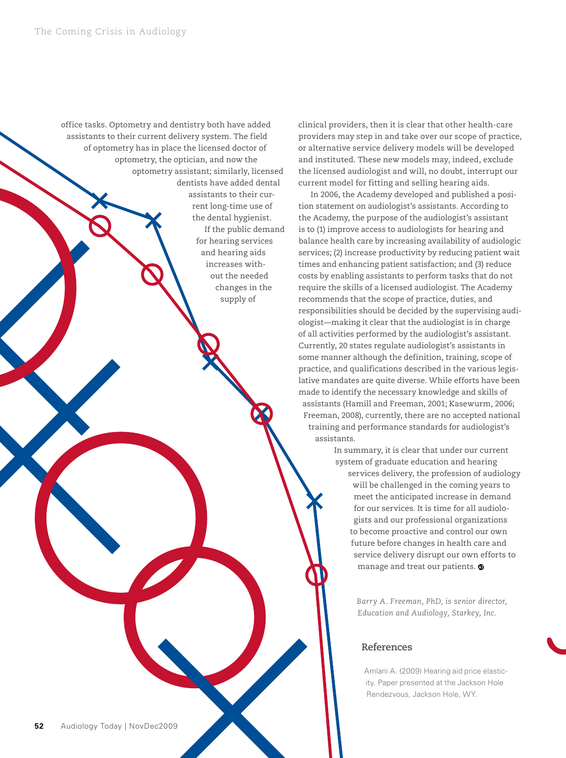office tasks. Optometry and dentistry both have added assistants to their current delivery system. The field of optometry has in place the licensed doctor of optometry, the optician, and now the optometry assistant; similarly, licensed dentists have added dental assistants to their current long-time use of the dental hygienist.

If the public demand for hearing services and hearing aids increases without the needed changes in the supply of clinical providers, then it is clear that other health-care providers may step in and take over our scope of practice, or alternative service delivery models will be developed and instituted. These new models may, indeed, exclude the licensed audiologist and will, no doubt, interrupt our current model for fitting and selling hearing aids.

In 2006, the Academy developed and published a position statement on audiologist's assistants. According to the Academy, the purpose of the audiologist's assistant is to (1) improve access to audiologists for hearing and balance health care by increasing availability of audiologic services; (2) increase productivity by reducing patient wait times and enhancing patient satisfaction; and (3) reduce costs by enabling assistants to perform tasks that do not require the skills of a licensed audiologist. The Academy recommends that the scope of practice, duties, and responsibilities should be decided by the supervising audiologist—making it clear that the audiologist is in charge of all activities performed by the audiologist's assistant. Currently, 20 states regulate audiologist's assistants in some manner although the definition, training, scope of practice, and qualifications described in the various legislative mandates are quite diverse. While efforts have been made to identify the necessary knowledge and skills of assistants (Hamill and Freeman, 2001; Kasewurm, 2006; Freeman, 2008), currently, there are no accepted national training and performance standards for audiologist's assistants.

In summary, it is clear that under our current system of graduate education and hearing services delivery, the profession of audiology will be challenged in the coming years to meet the anticipated increase in demand for our services. It is time for all audiologists and our professional organizations to become proactive and control our own future before changes in health care and service delivery disrupt our own efforts to manage and treat our patients.

*Barry A. Freeman, PhD, is senior director, Education and Audiology, Starkey, Inc.*

## References

Amlani A. (2009) Hearing aid price elasticity. Paper presented at the Jackson Hole Rendezvous, Jackson Hole, WY.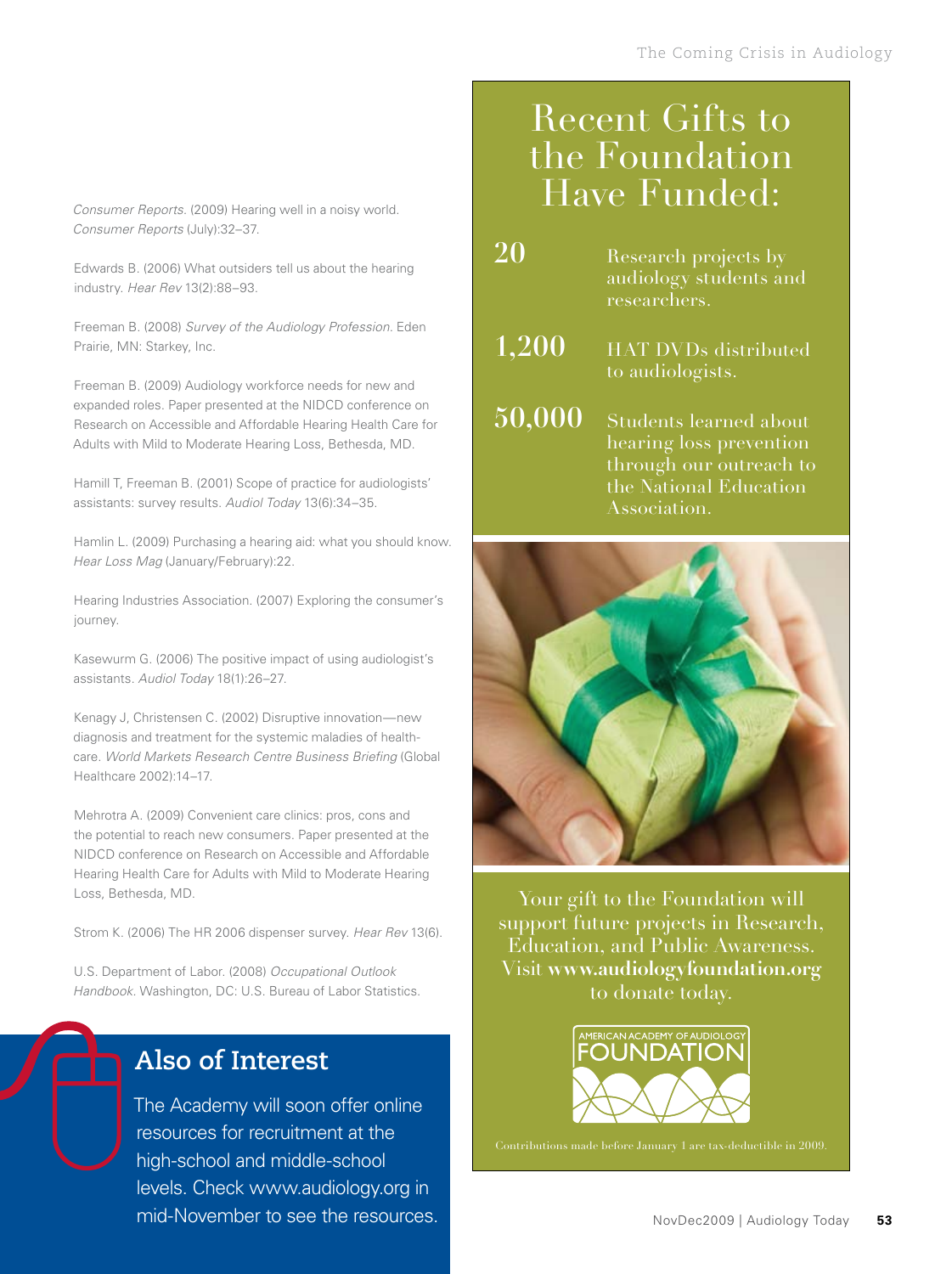*Consumer Reports.* (2009) Hearing well in a noisy world. *Consumer Reports* (July):32–37.

Edwards B. (2006) What outsiders tell us about the hearing industry. *Hear Rev* 13(2):88–93.

Freeman B. (2008) *Survey of the Audiology Profession*. Eden Prairie, MN: Starkey, Inc.

Freeman B. (2009) Audiology workforce needs for new and expanded roles. Paper presented at the NIDCD conference on Research on Accessible and Affordable Hearing Health Care for Adults with Mild to Moderate Hearing Loss, Bethesda, MD.

Hamill T, Freeman B. (2001) Scope of practice for audiologists' assistants: survey results. *Audiol Today* 13(6):34–35.

Hamlin L. (2009) Purchasing a hearing aid: what you should know. *Hear Loss Mag* (January/February):22.

Hearing Industries Association. (2007) Exploring the consumer's journey.

Kasewurm G. (2006) The positive impact of using audiologist's assistants. *Audiol Today* 18(1):26–27.

Kenagy J, Christensen C. (2002) Disruptive innovation—new diagnosis and treatment for the systemic maladies of healthcare. *World Markets Research Centre Business Briefing* (Global Healthcare 2002):14–17.

Mehrotra A. (2009) Convenient care clinics: pros, cons and the potential to reach new consumers. Paper presented at the NIDCD conference on Research on Accessible and Affordable Hearing Health Care for Adults with Mild to Moderate Hearing Loss, Bethesda, MD.

Strom K. (2006) The HR 2006 dispenser survey. *Hear Rev* 13(6).

U.S. Department of Labor. (2008) *Occupational Outlook Handbook*. Washington, DC: U.S. Bureau of Labor Statistics.

## Also of Interest

The Academy will soon offer online resources for recruitment at the high-school and middle-school levels. Check www.audiology.org in mid-November to see the resources.

# Recent Gifts to the Foundation Have Funded:

**20** Research projects by audiology students and researchers.

**1,200** HAT DVDs distributed to audiologists.

**50,000** Students learned about hearing loss prevention through our outreach to the National Education Association.

Your gift to the Foundation will support future projects in Research, Education, and Public Awareness. Visit **www.audiologyfoundation.org** to donate today.

AMERICAN ACADEMY OF AUDIOLOGY FOUNDATION

Contributions made before January 1 are tax-deductible in 2009.